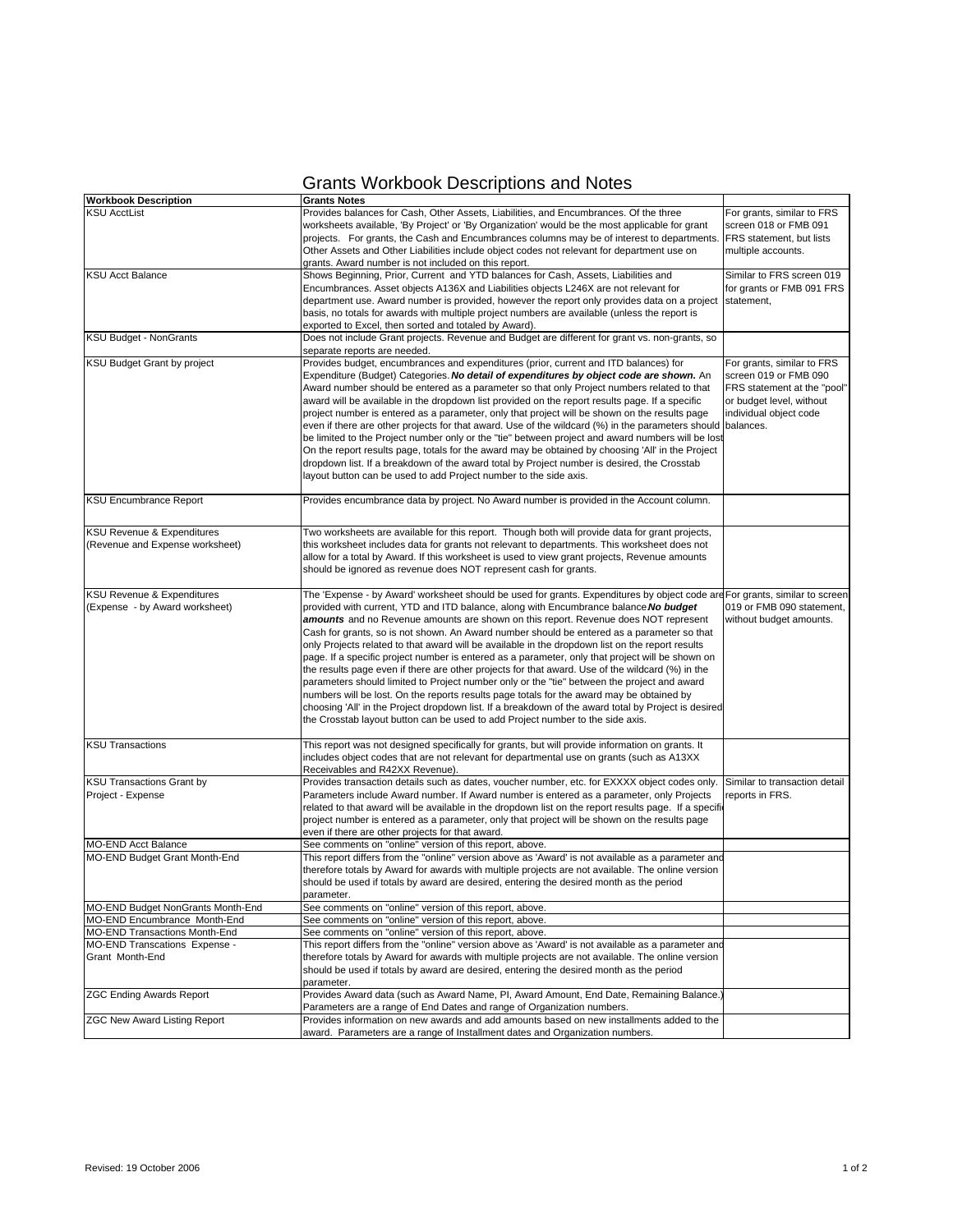# Grants Workbook Descriptions and Notes

| Workbook Description | Grants Notes | |
|---|---|---|
| KSU AcctList | Provides balances for Cash, Other Assets, Liabilities, and Encumbrances. Of the three worksheets available, 'By Project' or 'By Organization' would be the most applicable for grant projects. For grants, the Cash and Encumbrances columns may be of interest to departments. Other Assets and Other Liabilities include object codes not relevant for department use on grants. Award number is not included on this report. | For grants, similar to FRS screen 018 or FMB 091 FRS statement, but lists multiple accounts. |
| KSU Acct Balance | Shows Beginning, Prior, Current and YTD balances for Cash, Assets, Liabilities and Encumbrances. Asset objects A136X and Liabilities objects L246X are not relevant for department use. Award number is provided, however the report only provides data on a project basis, no totals for awards with multiple project numbers are available (unless the report is exported to Excel, then sorted and totaled by Award). | Similar to FRS screen 019 for grants or FMB 091 FRS statement, |
| KSU Budget - NonGrants | Does not include Grant projects. Revenue and Budget are different for grant vs. non-grants, so separate reports are needed. | |
| KSU Budget Grant by project | Provides budget, encumbrances and expenditures (prior, current and ITD balances) for Expenditure (Budget) Categories. ***No detail of expenditures by object code are shown.*** An Award number should be entered as a parameter so that only Project numbers related to that award will be available in the dropdown list provided on the report results page. If a specific project number is entered as a parameter, only that project will be shown on the results page even if there are other projects for that award. Use of the wildcard (%) in the parameters should be limited to the Project number only or the "tie" between project and award numbers will be lost On the report results page, totals for the award may be obtained by choosing 'All' in the Project dropdown list. If a breakdown of the award total by Project number is desired, the Crosstab layout button can be used to add Project number to the side axis. | For grants, similar to FRS screen 019 or FMB 090 FRS statement at the "pool" or budget level, without individual object code balances. |
| KSU Encumbrance Report | Provides encumbrance data by project. No Award number is provided in the Account column. | |
| KSU Revenue & Expenditures (Revenue and Expense worksheet) | Two worksheets are available for this report. Though both will provide data for grant projects, this worksheet includes data for grants not relevant to departments. This worksheet does not allow for a total by Award. If this worksheet is used to view grant projects, Revenue amounts should be ignored as revenue does NOT represent cash for grants. | |
| KSU Revenue & Expenditures (Expense - by Award worksheet) | The 'Expense - by Award' worksheet should be used for grants. Expenditures by object code are provided with current, YTD and ITD balance, along with Encumbrance balance. ***No budget amounts*** and no Revenue amounts are shown on this report. Revenue does NOT represent Cash for grants, so is not shown. An Award number should be entered as a parameter so that only Projects related to that award will be available in the dropdown list on the report results page. If a specific project number is entered as a parameter, only that project will be shown on the results page even if there are other projects for that award. Use of the wildcard (%) in the parameters should limited to Project number only or the "tie" between the project and award numbers will be lost. On the reports results page totals for the award may be obtained by choosing 'All' in the Project dropdown list. If a breakdown of the award total by Project is desired the Crosstab layout button can be used to add Project number to the side axis. | For grants, similar to screen 019 or FMB 090 statement, without budget amounts. |
| KSU Transactions | This report was not designed specifically for grants, but will provide information on grants. It includes object codes that are not relevant for departmental use on grants (such as A13XX Receivables and R42XX Revenue). | |
| KSU Transactions Grant by Project - Expense | Provides transaction details such as dates, voucher number, etc. for EXXXX object codes only. Parameters include Award number. If Award number is entered as a parameter, only Projects related to that award will be available in the dropdown list on the report results page. If a specific project number is entered as a parameter, only that project will be shown on the results page even if there are other projects for that award. | Similar to transaction detail reports in FRS. |
| MO-END Acct Balance | See comments on "online" version of this report, above. | |
| MO-END Budget Grant Month-End | This report differs from the "online" version above as 'Award' is not available as a parameter and therefore totals by Award for awards with multiple projects are not available. The online version should be used if totals by award are desired, entering the desired month as the period parameter. | |
| MO-END Budget NonGrants Month-End | See comments on "online" version of this report, above. | |
| MO-END Encumbrance Month-End | See comments on "online" version of this report, above. | |
| MO-END Transactions Month-End | See comments on "online" version of this report, above. | |
| MO-END Transcations Expense - Grant Month-End | This report differs from the "online" version above as 'Award' is not available as a parameter and therefore totals by Award for awards with multiple projects are not available. The online version should be used if totals by award are desired, entering the desired month as the period parameter. | |
| ZGC Ending Awards Report | Provides Award data (such as Award Name, PI, Award Amount, End Date, Remaining Balance.) Parameters are a range of End Dates and range of Organization numbers. | |
| ZGC New Award Listing Report | Provides information on new awards and add amounts based on new installments added to the award. Parameters are a range of Installment dates and Organization numbers. | |

Revised: 19 October 2006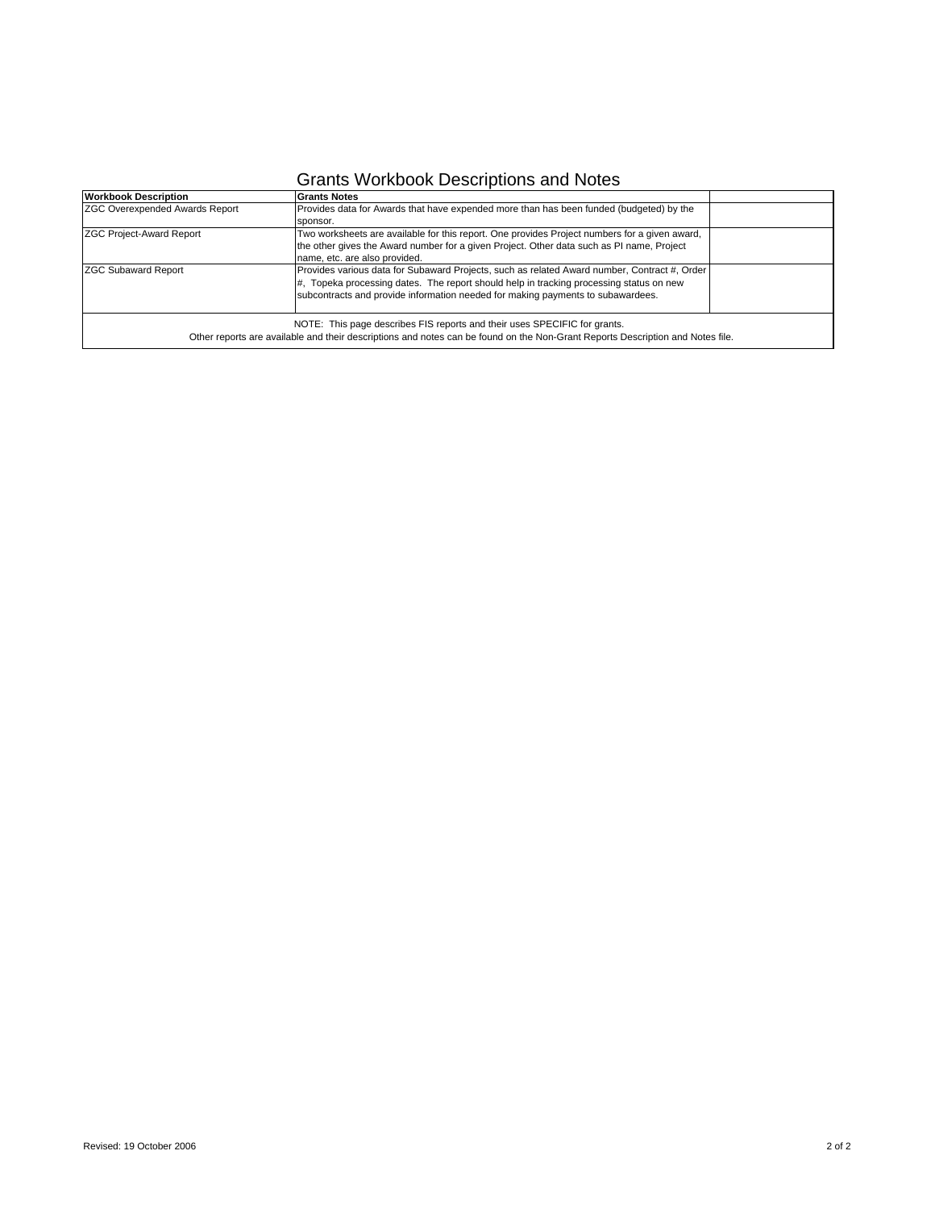# Grants Workbook Descriptions and Notes

| Workbook Description | Grants Notes | |
|---|---|---|
| ZGC Overexpended Awards Report | Provides data for Awards that have expended more than has been funded (budgeted) by the sponsor. | |
| ZGC Project-Award Report | Two worksheets are available for this report. One provides Project numbers for a given award, the other gives the Award number for a given Project. Other data such as PI name, Project name, etc. are also provided. | |
| ZGC Subaward Report | Provides various data for Subaward Projects, such as related Award number, Contract #, Order #, Topeka processing dates. The report should help in tracking processing status on new subcontracts and provide information needed for making payments to subawardees. | |

NOTE: This page describes FIS reports and their uses SPECIFIC for grants.
Other reports are available and their descriptions and notes can be found on the Non-Grant Reports Description and Notes file.

Revised: 19 October 2006